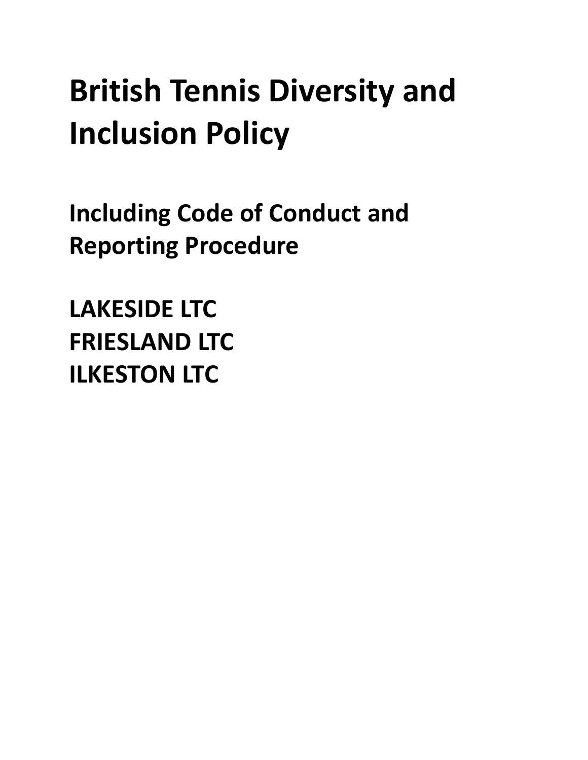# British Tennis Diversity and Inclusion Policy

## Including Code of Conduct and Reporting Procedure

## LAKESIDE LTC
## FRIESLAND LTC
## ILKESTON LTC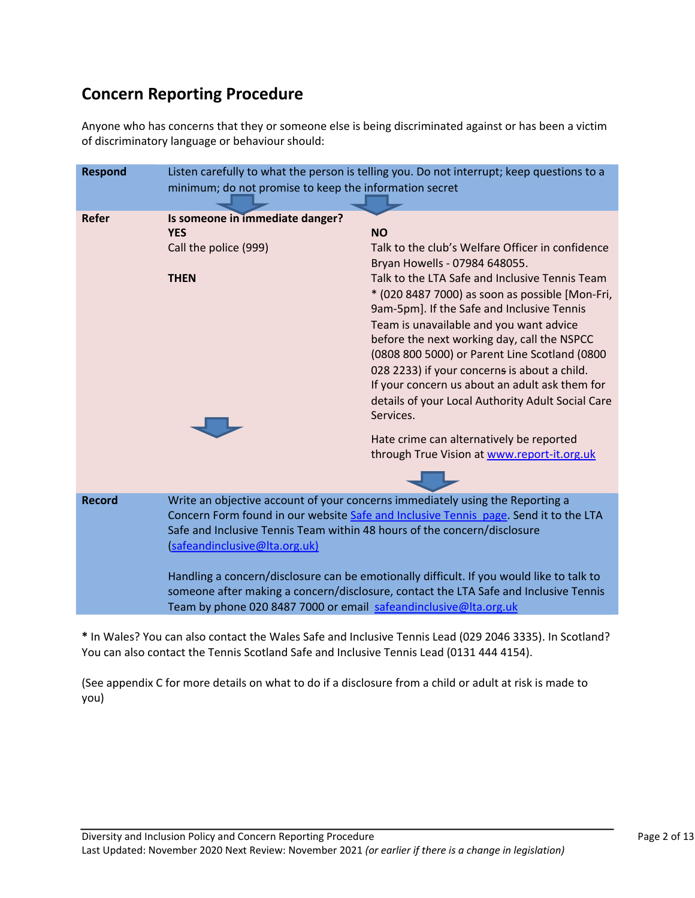## Concern Reporting Procedure

Anyone who has concerns that they or someone else is being discriminated against or has been a victim of discriminatory language or behaviour should:

| | | |
|---|---|---|
| **Respond** | Listen carefully to what the person is telling you. Do not interrupt; keep questions to a minimum; do not promise to keep the information secret | |
| **Refer** | **Is someone in immediate danger?**<br>**YES**<br>Call the police (999)<br><br>**THEN** | **NO**<br>Talk to the club's Welfare Officer in confidence Bryan Howells - 07984 648055.<br>Talk to the LTA Safe and Inclusive Tennis Team * (020 8487 7000) as soon as possible [Mon-Fri, 9am-5pm]. If the Safe and Inclusive Tennis Team is unavailable and you want advice before the next working day, call the NSPCC (0808 800 5000) or Parent Line Scotland (0800 028 2233) if your concerns is about a child.<br>If your concern us about an adult ask them for details of your Local Authority Adult Social Care Services.<br><br>Hate crime can alternatively be reported through True Vision at www.report-it.org.uk |
| **Record** | Write an objective account of your concerns immediately using the Reporting a Concern Form found in our website Safe and Inclusive Tennis page. Send it to the LTA Safe and Inclusive Tennis Team within 48 hours of the concern/disclosure (safeandinclusive@lta.org.uk)<br><br>Handling a concern/disclosure can be emotionally difficult. If you would like to talk to someone after making a concern/disclosure, contact the LTA Safe and Inclusive Tennis Team by phone 020 8487 7000 or email safeandinclusive@lta.org.uk | |

**\*** In Wales? You can also contact the Wales Safe and Inclusive Tennis Lead (029 2046 3335). In Scotland? You can also contact the Tennis Scotland Safe and Inclusive Tennis Lead (0131 444 4154).

(See appendix C for more details on what to do if a disclosure from a child or adult at risk is made to you)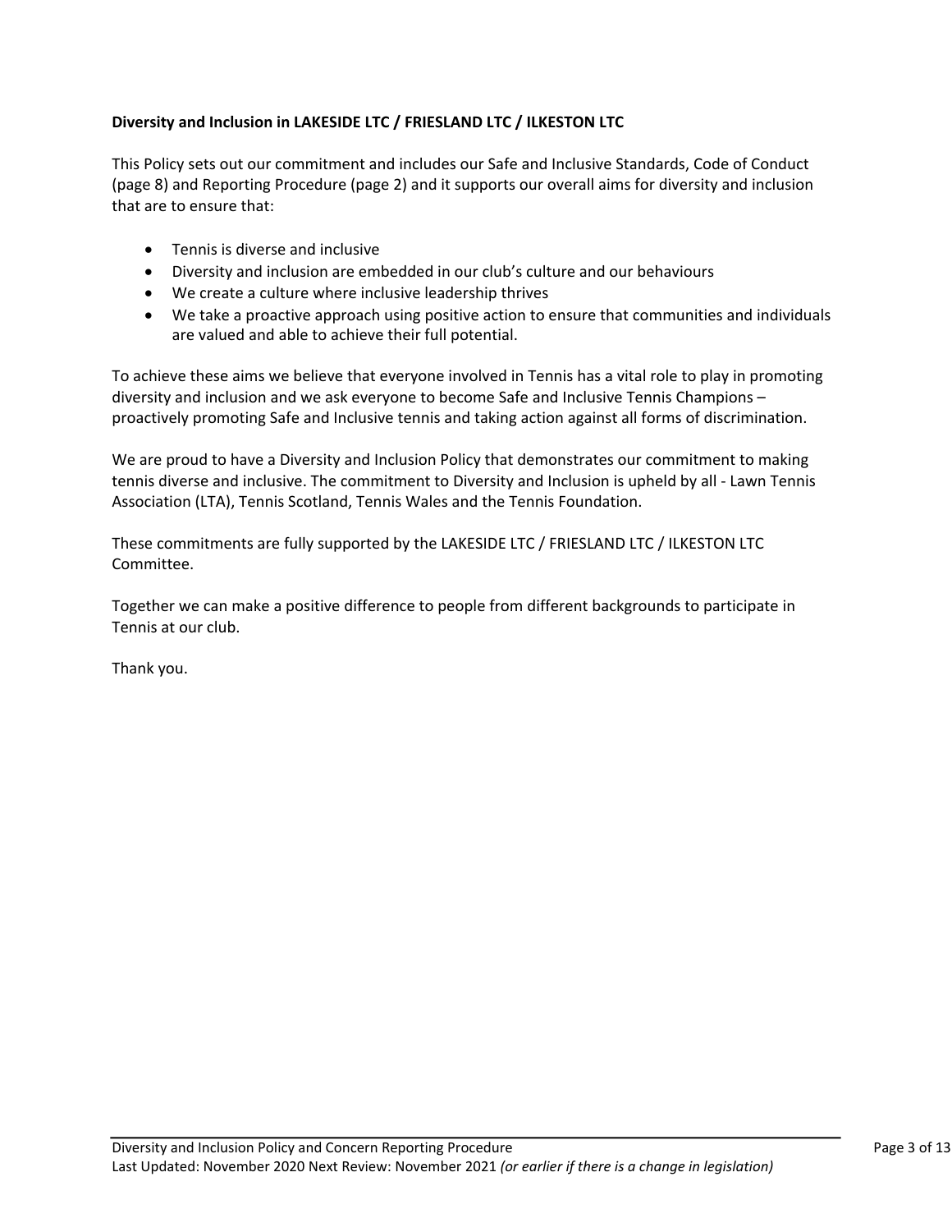**Diversity and Inclusion in LAKESIDE LTC / FRIESLAND LTC / ILKESTON LTC**

This Policy sets out our commitment and includes our Safe and Inclusive Standards, Code of Conduct (page 8) and Reporting Procedure (page 2) and it supports our overall aims for diversity and inclusion that are to ensure that:

- Tennis is diverse and inclusive
- Diversity and inclusion are embedded in our club's culture and our behaviours
- We create a culture where inclusive leadership thrives
- We take a proactive approach using positive action to ensure that communities and individuals are valued and able to achieve their full potential.

To achieve these aims we believe that everyone involved in Tennis has a vital role to play in promoting diversity and inclusion and we ask everyone to become Safe and Inclusive Tennis Champions – proactively promoting Safe and Inclusive tennis and taking action against all forms of discrimination.

We are proud to have a Diversity and Inclusion Policy that demonstrates our commitment to making tennis diverse and inclusive. The commitment to Diversity and Inclusion is upheld by all - Lawn Tennis Association (LTA), Tennis Scotland, Tennis Wales and the Tennis Foundation.

These commitments are fully supported by the LAKESIDE LTC / FRIESLAND LTC / ILKESTON LTC Committee.

Together we can make a positive difference to people from different backgrounds to participate in Tennis at our club.

Thank you.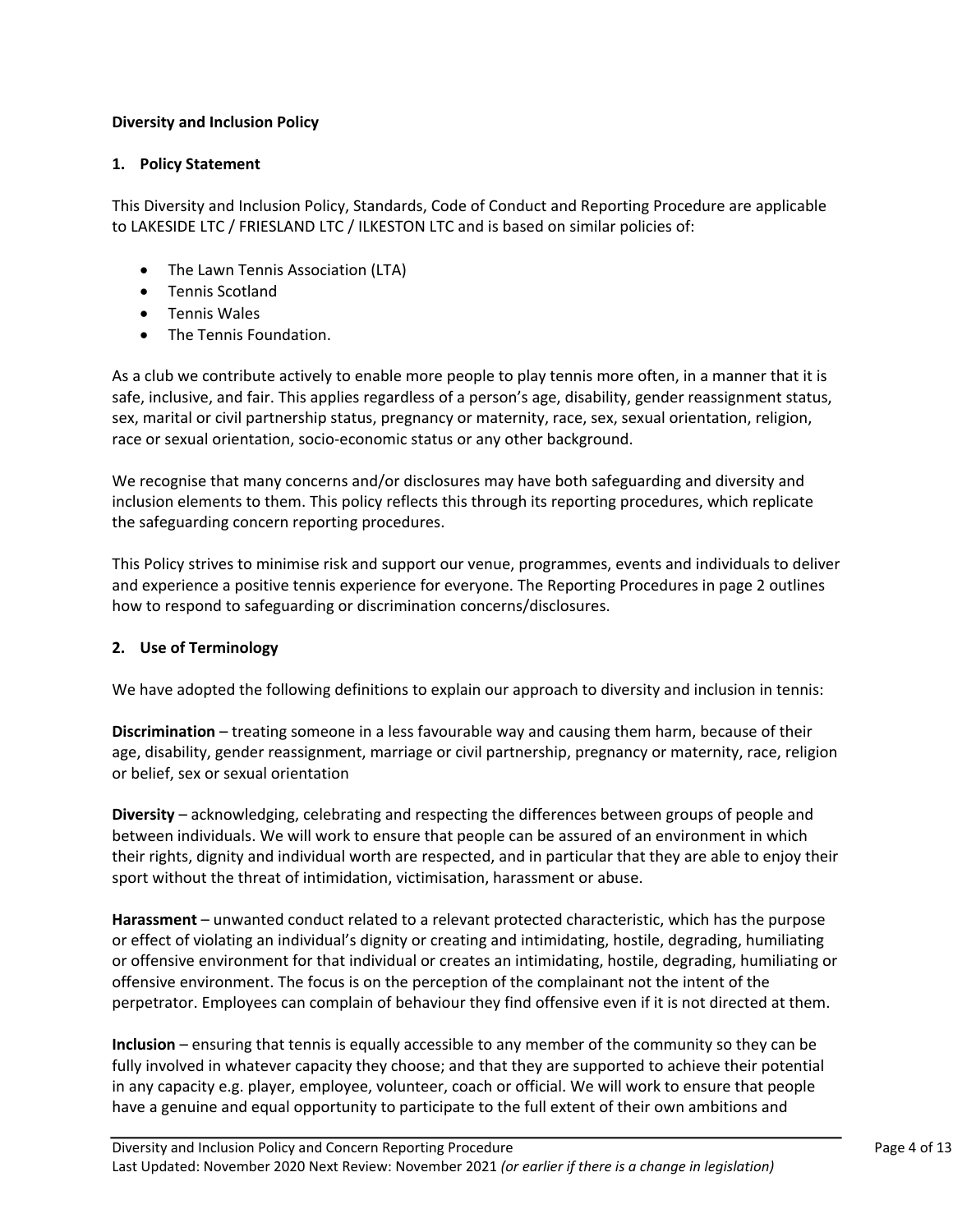**Diversity and Inclusion Policy**

## 1. Policy Statement

This Diversity and Inclusion Policy, Standards, Code of Conduct and Reporting Procedure are applicable to LAKESIDE LTC / FRIESLAND LTC / ILKESTON LTC and is based on similar policies of:

- The Lawn Tennis Association (LTA)
- Tennis Scotland
- Tennis Wales
- The Tennis Foundation.

As a club we contribute actively to enable more people to play tennis more often, in a manner that it is safe, inclusive, and fair. This applies regardless of a person's age, disability, gender reassignment status, sex, marital or civil partnership status, pregnancy or maternity, race, sex, sexual orientation, religion, race or sexual orientation, socio-economic status or any other background.

We recognise that many concerns and/or disclosures may have both safeguarding and diversity and inclusion elements to them. This policy reflects this through its reporting procedures, which replicate the safeguarding concern reporting procedures.

This Policy strives to minimise risk and support our venue, programmes, events and individuals to deliver and experience a positive tennis experience for everyone. The Reporting Procedures in page 2 outlines how to respond to safeguarding or discrimination concerns/disclosures.

## 2. Use of Terminology

We have adopted the following definitions to explain our approach to diversity and inclusion in tennis:

**Discrimination** – treating someone in a less favourable way and causing them harm, because of their age, disability, gender reassignment, marriage or civil partnership, pregnancy or maternity, race, religion or belief, sex or sexual orientation

**Diversity** – acknowledging, celebrating and respecting the differences between groups of people and between individuals. We will work to ensure that people can be assured of an environment in which their rights, dignity and individual worth are respected, and in particular that they are able to enjoy their sport without the threat of intimidation, victimisation, harassment or abuse.

**Harassment** – unwanted conduct related to a relevant protected characteristic, which has the purpose or effect of violating an individual's dignity or creating and intimidating, hostile, degrading, humiliating or offensive environment for that individual or creates an intimidating, hostile, degrading, humiliating or offensive environment. The focus is on the perception of the complainant not the intent of the perpetrator. Employees can complain of behaviour they find offensive even if it is not directed at them.

**Inclusion** – ensuring that tennis is equally accessible to any member of the community so they can be fully involved in whatever capacity they choose; and that they are supported to achieve their potential in any capacity e.g. player, employee, volunteer, coach or official. We will work to ensure that people have a genuine and equal opportunity to participate to the full extent of their own ambitions and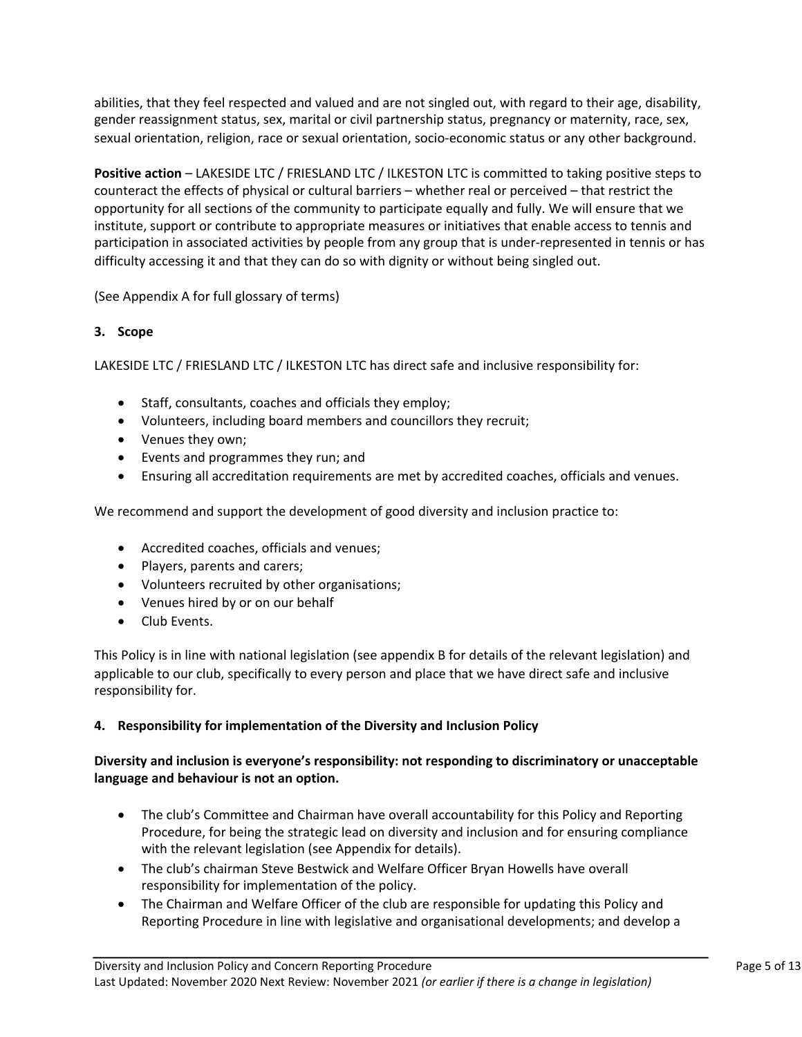abilities, that they feel respected and valued and are not singled out, with regard to their age, disability, gender reassignment status, sex, marital or civil partnership status, pregnancy or maternity, race, sex, sexual orientation, religion, race or sexual orientation, socio-economic status or any other background.

**Positive action** – LAKESIDE LTC / FRIESLAND LTC / ILKESTON LTC is committed to taking positive steps to counteract the effects of physical or cultural barriers – whether real or perceived – that restrict the opportunity for all sections of the community to participate equally and fully. We will ensure that we institute, support or contribute to appropriate measures or initiatives that enable access to tennis and participation in associated activities by people from any group that is under-represented in tennis or has difficulty accessing it and that they can do so with dignity or without being singled out.

(See Appendix A for full glossary of terms)

## 3. Scope

LAKESIDE LTC / FRIESLAND LTC / ILKESTON LTC has direct safe and inclusive responsibility for:

- Staff, consultants, coaches and officials they employ;
- Volunteers, including board members and councillors they recruit;
- Venues they own;
- Events and programmes they run; and
- Ensuring all accreditation requirements are met by accredited coaches, officials and venues.

We recommend and support the development of good diversity and inclusion practice to:

- Accredited coaches, officials and venues;
- Players, parents and carers;
- Volunteers recruited by other organisations;
- Venues hired by or on our behalf
- Club Events.

This Policy is in line with national legislation (see appendix B for details of the relevant legislation) and applicable to our club, specifically to every person and place that we have direct safe and inclusive responsibility for.

## 4. Responsibility for implementation of the Diversity and Inclusion Policy

**Diversity and inclusion is everyone's responsibility: not responding to discriminatory or unacceptable language and behaviour is not an option.**

- The club's Committee and Chairman have overall accountability for this Policy and Reporting Procedure, for being the strategic lead on diversity and inclusion and for ensuring compliance with the relevant legislation (see Appendix for details).
- The club's chairman Steve Bestwick and Welfare Officer Bryan Howells have overall responsibility for implementation of the policy.
- The Chairman and Welfare Officer of the club are responsible for updating this Policy and Reporting Procedure in line with legislative and organisational developments; and develop a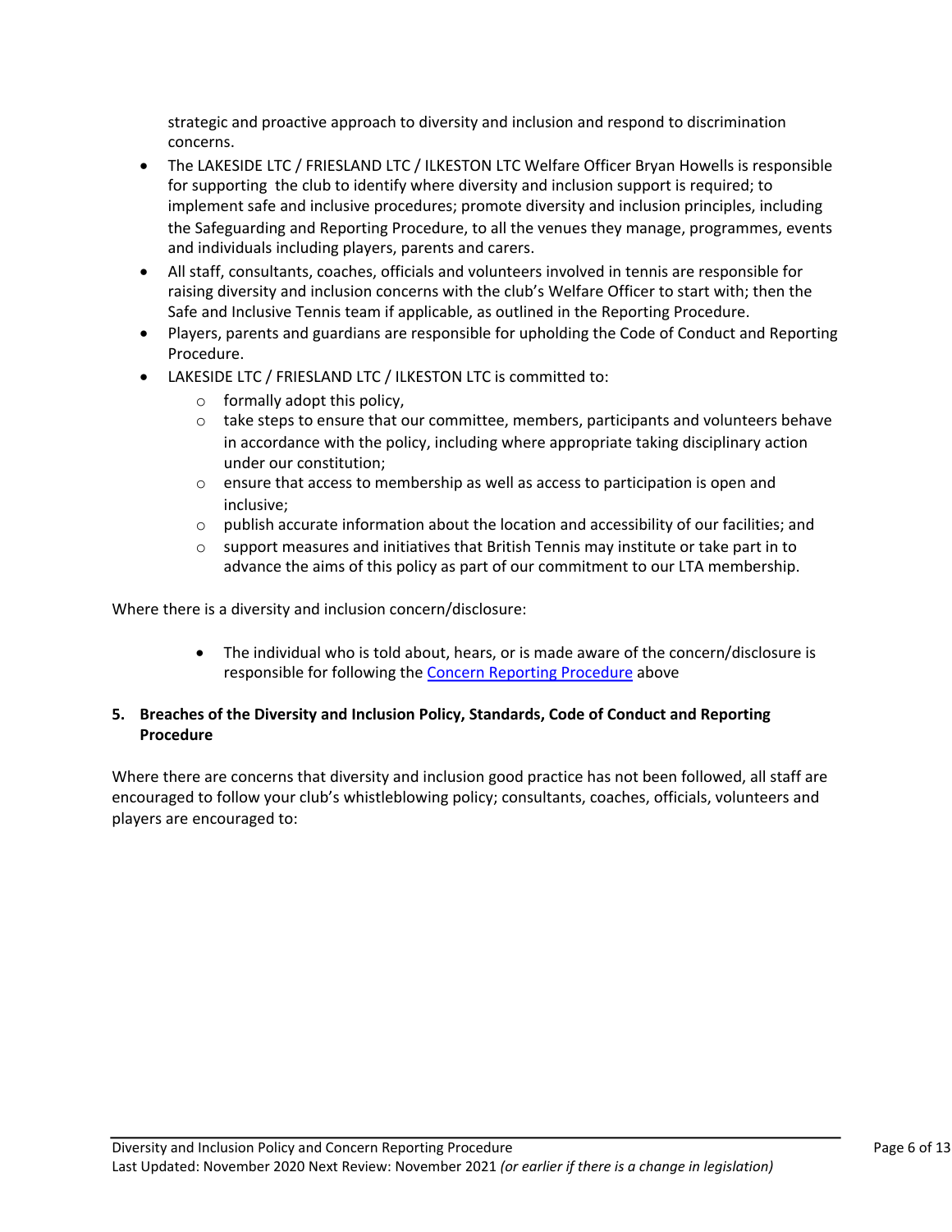strategic and proactive approach to diversity and inclusion and respond to discrimination concerns.

- The LAKESIDE LTC / FRIESLAND LTC / ILKESTON LTC Welfare Officer Bryan Howells is responsible for supporting the club to identify where diversity and inclusion support is required; to implement safe and inclusive procedures; promote diversity and inclusion principles, including the Safeguarding and Reporting Procedure, to all the venues they manage, programmes, events and individuals including players, parents and carers.
- All staff, consultants, coaches, officials and volunteers involved in tennis are responsible for raising diversity and inclusion concerns with the club's Welfare Officer to start with; then the Safe and Inclusive Tennis team if applicable, as outlined in the Reporting Procedure.
- Players, parents and guardians are responsible for upholding the Code of Conduct and Reporting Procedure.
- LAKESIDE LTC / FRIESLAND LTC / ILKESTON LTC is committed to:
  - formally adopt this policy,
  - take steps to ensure that our committee, members, participants and volunteers behave in accordance with the policy, including where appropriate taking disciplinary action under our constitution;
  - ensure that access to membership as well as access to participation is open and inclusive;
  - publish accurate information about the location and accessibility of our facilities; and
  - support measures and initiatives that British Tennis may institute or take part in to advance the aims of this policy as part of our commitment to our LTA membership.

Where there is a diversity and inclusion concern/disclosure:

- The individual who is told about, hears, or is made aware of the concern/disclosure is responsible for following the [Concern Reporting Procedure] above

**5. Breaches of the Diversity and Inclusion Policy, Standards, Code of Conduct and Reporting Procedure**

Where there are concerns that diversity and inclusion good practice has not been followed, all staff are encouraged to follow your club's whistleblowing policy; consultants, coaches, officials, volunteers and players are encouraged to: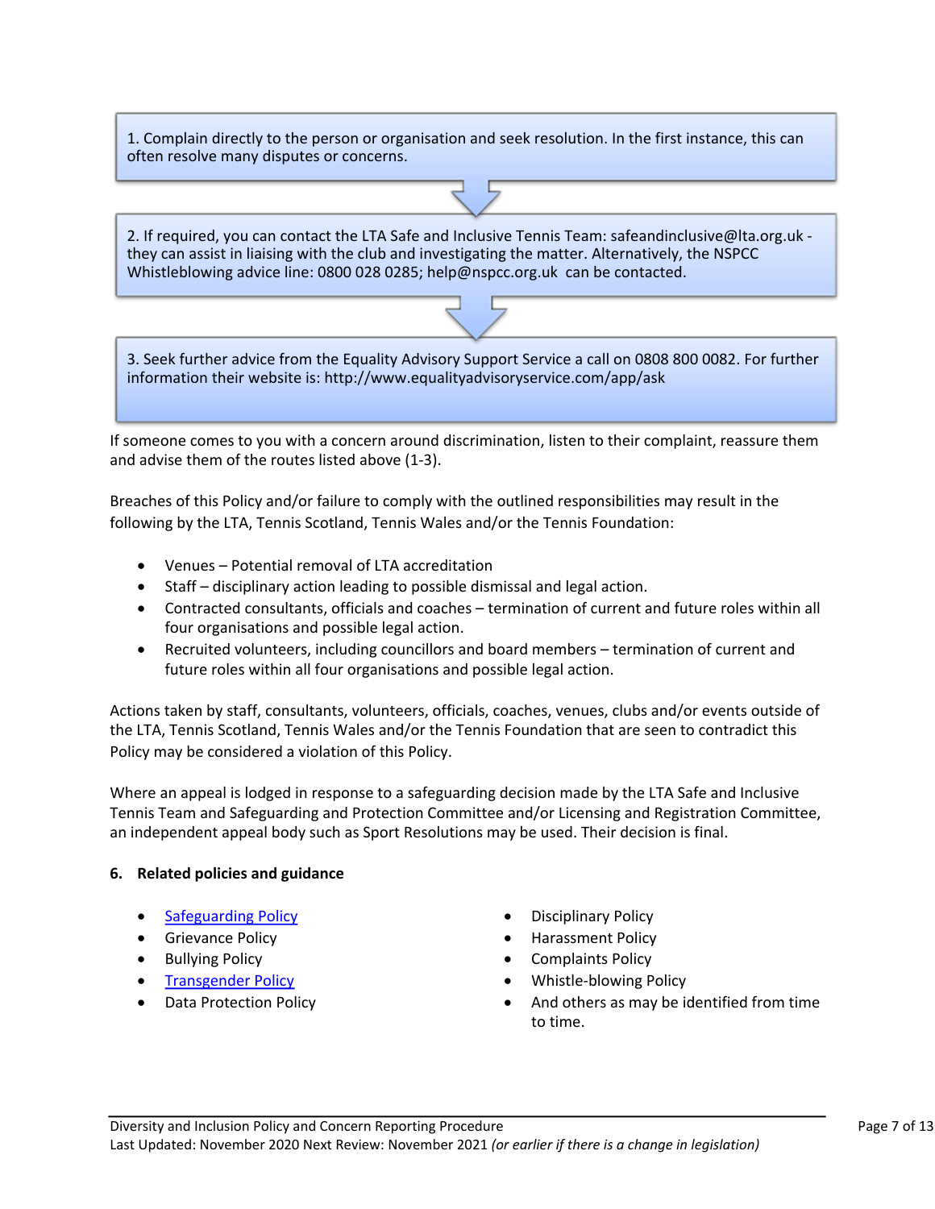1. Complain directly to the person or organisation and seek resolution. In the first instance, this can often resolve many disputes or concerns.

2. If required, you can contact the LTA Safe and Inclusive Tennis Team: safeandinclusive@lta.org.uk - they can assist in liaising with the club and investigating the matter. Alternatively, the NSPCC Whistleblowing advice line: 0800 028 0285; help@nspcc.org.uk can be contacted.

3. Seek further advice from the Equality Advisory Support Service a call on 0808 800 0082. For further information their website is: http://www.equalityadvisoryservice.com/app/ask

If someone comes to you with a concern around discrimination, listen to their complaint, reassure them and advise them of the routes listed above (1-3).

Breaches of this Policy and/or failure to comply with the outlined responsibilities may result in the following by the LTA, Tennis Scotland, Tennis Wales and/or the Tennis Foundation:

- Venues – Potential removal of LTA accreditation
- Staff – disciplinary action leading to possible dismissal and legal action.
- Contracted consultants, officials and coaches – termination of current and future roles within all four organisations and possible legal action.
- Recruited volunteers, including councillors and board members – termination of current and future roles within all four organisations and possible legal action.

Actions taken by staff, consultants, volunteers, officials, coaches, venues, clubs and/or events outside of the LTA, Tennis Scotland, Tennis Wales and/or the Tennis Foundation that are seen to contradict this Policy may be considered a violation of this Policy.

Where an appeal is lodged in response to a safeguarding decision made by the LTA Safe and Inclusive Tennis Team and Safeguarding and Protection Committee and/or Licensing and Registration Committee, an independent appeal body such as Sport Resolutions may be used. Their decision is final.

**6. Related policies and guidance**

- Safeguarding Policy
- Grievance Policy
- Bullying Policy
- Transgender Policy
- Data Protection Policy
- Disciplinary Policy
- Harassment Policy
- Complaints Policy
- Whistle-blowing Policy
- And others as may be identified from time to time.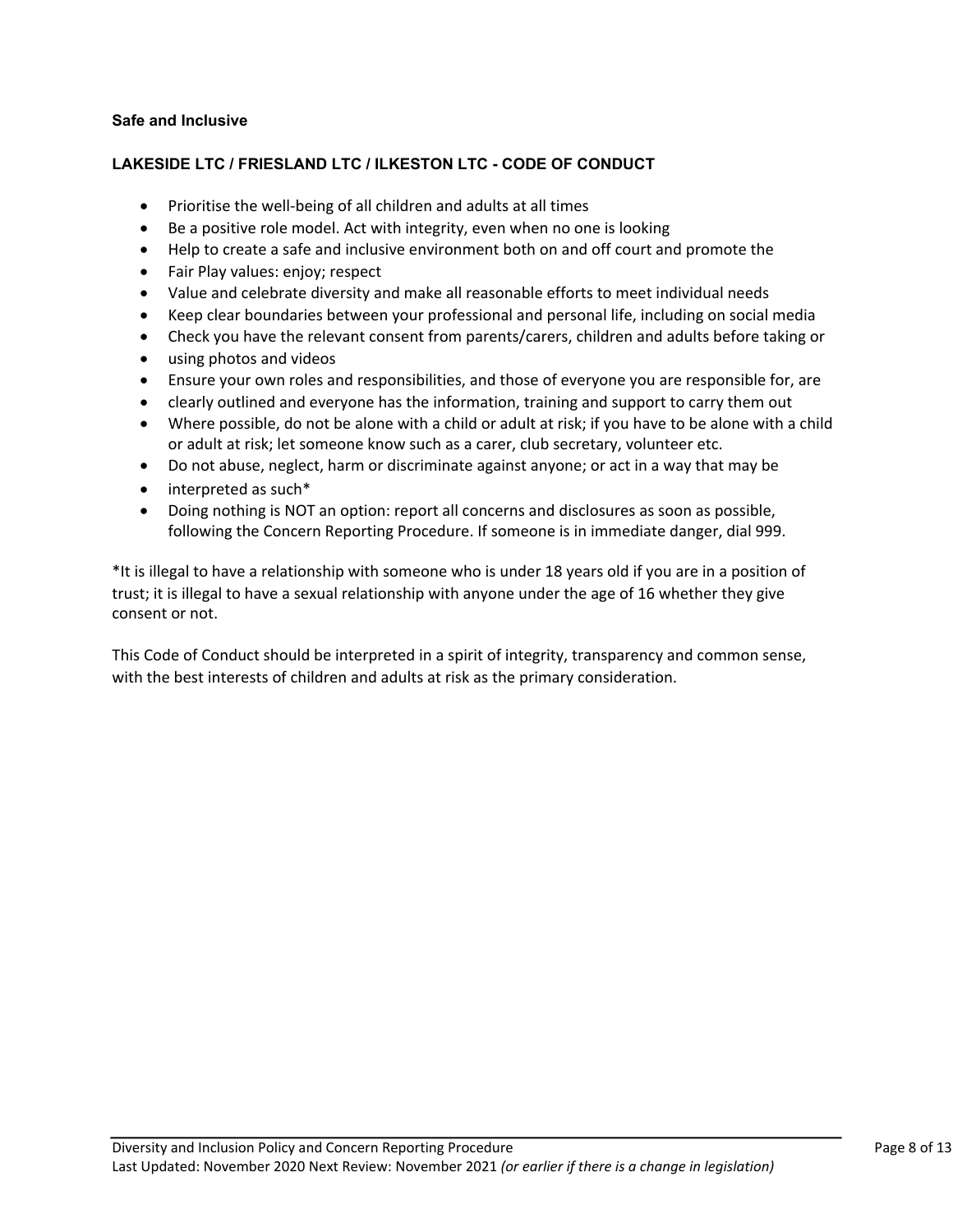**Safe and Inclusive**

**LAKESIDE LTC / FRIESLAND LTC / ILKESTON LTC - CODE OF CONDUCT**

- Prioritise the well-being of all children and adults at all times
- Be a positive role model. Act with integrity, even when no one is looking
- Help to create a safe and inclusive environment both on and off court and promote the
- Fair Play values: enjoy; respect
- Value and celebrate diversity and make all reasonable efforts to meet individual needs
- Keep clear boundaries between your professional and personal life, including on social media
- Check you have the relevant consent from parents/carers, children and adults before taking or
- using photos and videos
- Ensure your own roles and responsibilities, and those of everyone you are responsible for, are
- clearly outlined and everyone has the information, training and support to carry them out
- Where possible, do not be alone with a child or adult at risk; if you have to be alone with a child or adult at risk; let someone know such as a carer, club secretary, volunteer etc.
- Do not abuse, neglect, harm or discriminate against anyone; or act in a way that may be
- interpreted as such*
- Doing nothing is NOT an option: report all concerns and disclosures as soon as possible, following the Concern Reporting Procedure. If someone is in immediate danger, dial 999.

*It is illegal to have a relationship with someone who is under 18 years old if you are in a position of trust; it is illegal to have a sexual relationship with anyone under the age of 16 whether they give consent or not.

This Code of Conduct should be interpreted in a spirit of integrity, transparency and common sense, with the best interests of children and adults at risk as the primary consideration.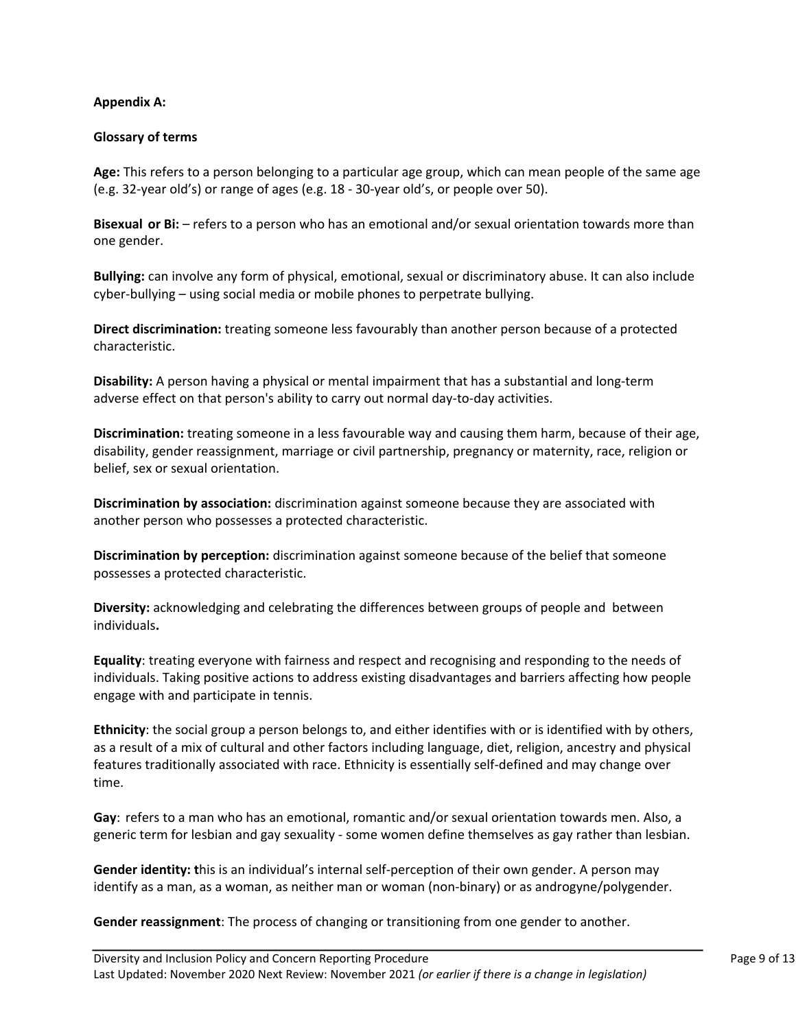**Appendix A:**

**Glossary of terms**

**Age:** This refers to a person belonging to a particular age group, which can mean people of the same age (e.g. 32-year old's) or range of ages (e.g. 18 - 30-year old's, or people over 50).

**Bisexual or Bi:** – refers to a person who has an emotional and/or sexual orientation towards more than one gender.

**Bullying:** can involve any form of physical, emotional, sexual or discriminatory abuse. It can also include cyber-bullying – using social media or mobile phones to perpetrate bullying.

**Direct discrimination:** treating someone less favourably than another person because of a protected characteristic.

**Disability:** A person having a physical or mental impairment that has a substantial and long-term adverse effect on that person's ability to carry out normal day-to-day activities.

**Discrimination:** treating someone in a less favourable way and causing them harm, because of their age, disability, gender reassignment, marriage or civil partnership, pregnancy or maternity, race, religion or belief, sex or sexual orientation.

**Discrimination by association:** discrimination against someone because they are associated with another person who possesses a protected characteristic.

**Discrimination by perception:** discrimination against someone because of the belief that someone possesses a protected characteristic.

**Diversity:** acknowledging and celebrating the differences between groups of people and between individuals**.**

**Equality**: treating everyone with fairness and respect and recognising and responding to the needs of individuals. Taking positive actions to address existing disadvantages and barriers affecting how people engage with and participate in tennis.

**Ethnicity**: the social group a person belongs to, and either identifies with or is identified with by others, as a result of a mix of cultural and other factors including language, diet, religion, ancestry and physical features traditionally associated with race. Ethnicity is essentially self-defined and may change over time.

**Gay**: refers to a man who has an emotional, romantic and/or sexual orientation towards men. Also, a generic term for lesbian and gay sexuality - some women define themselves as gay rather than lesbian.

**Gender identity: t**his is an individual's internal self-perception of their own gender. A person may identify as a man, as a woman, as neither man or woman (non-binary) or as androgyne/polygender.

**Gender reassignment**: The process of changing or transitioning from one gender to another.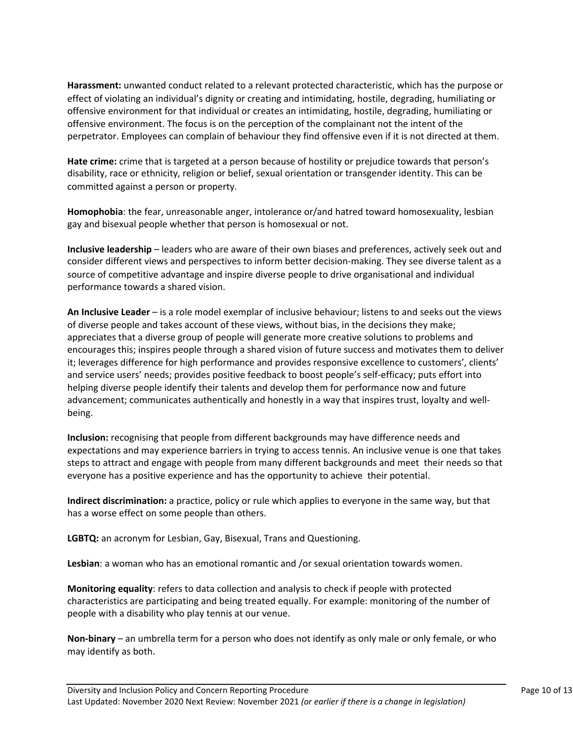**Harassment:** unwanted conduct related to a relevant protected characteristic, which has the purpose or effect of violating an individual's dignity or creating and intimidating, hostile, degrading, humiliating or offensive environment for that individual or creates an intimidating, hostile, degrading, humiliating or offensive environment. The focus is on the perception of the complainant not the intent of the perpetrator. Employees can complain of behaviour they find offensive even if it is not directed at them.

**Hate crime:** crime that is targeted at a person because of hostility or prejudice towards that person's disability, race or ethnicity, religion or belief, sexual orientation or transgender identity. This can be committed against a person or property.

**Homophobia**: the fear, unreasonable anger, intolerance or/and hatred toward homosexuality, lesbian gay and bisexual people whether that person is homosexual or not.

**Inclusive leadership** – leaders who are aware of their own biases and preferences, actively seek out and consider different views and perspectives to inform better decision-making. They see diverse talent as a source of competitive advantage and inspire diverse people to drive organisational and individual performance towards a shared vision.

**An Inclusive Leader** – is a role model exemplar of inclusive behaviour; listens to and seeks out the views of diverse people and takes account of these views, without bias, in the decisions they make; appreciates that a diverse group of people will generate more creative solutions to problems and encourages this; inspires people through a shared vision of future success and motivates them to deliver it; leverages difference for high performance and provides responsive excellence to customers', clients' and service users' needs; provides positive feedback to boost people's self-efficacy; puts effort into helping diverse people identify their talents and develop them for performance now and future advancement; communicates authentically and honestly in a way that inspires trust, loyalty and well-being.

**Inclusion:** recognising that people from different backgrounds may have difference needs and expectations and may experience barriers in trying to access tennis. An inclusive venue is one that takes steps to attract and engage with people from many different backgrounds and meet their needs so that everyone has a positive experience and has the opportunity to achieve their potential.

**Indirect discrimination:** a practice, policy or rule which applies to everyone in the same way, but that has a worse effect on some people than others.

**LGBTQ:** an acronym for Lesbian, Gay, Bisexual, Trans and Questioning.

**Lesbian**: a woman who has an emotional romantic and /or sexual orientation towards women.

**Monitoring equality**: refers to data collection and analysis to check if people with protected characteristics are participating and being treated equally. For example: monitoring of the number of people with a disability who play tennis at our venue.

**Non-binary** – an umbrella term for a person who does not identify as only male or only female, or who may identify as both.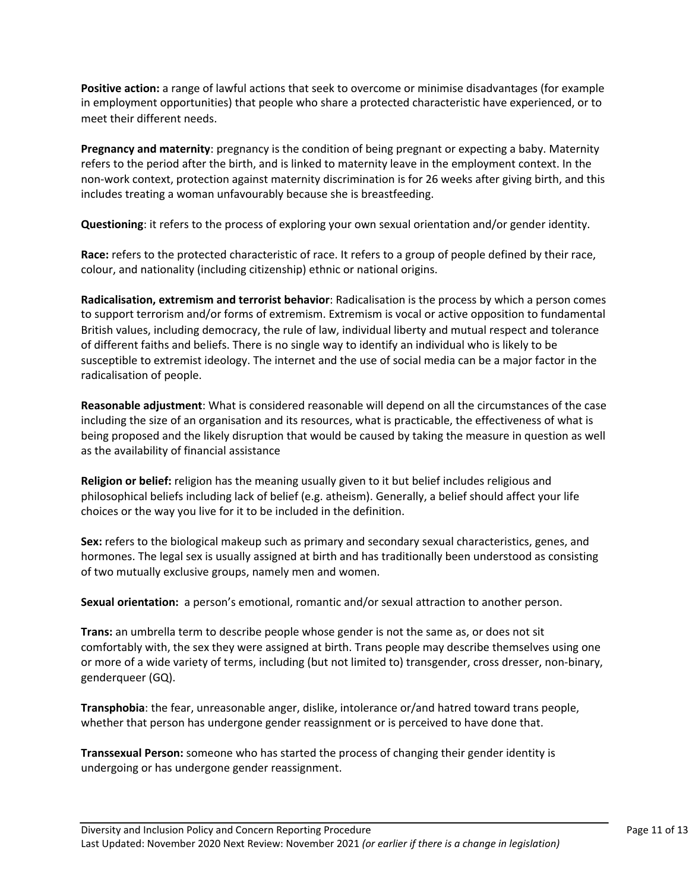**Positive action:** a range of lawful actions that seek to overcome or minimise disadvantages (for example in employment opportunities) that people who share a protected characteristic have experienced, or to meet their different needs.

**Pregnancy and maternity**: pregnancy is the condition of being pregnant or expecting a baby. Maternity refers to the period after the birth, and is linked to maternity leave in the employment context. In the non-work context, protection against maternity discrimination is for 26 weeks after giving birth, and this includes treating a woman unfavourably because she is breastfeeding.

**Questioning**: it refers to the process of exploring your own sexual orientation and/or gender identity.

**Race:** refers to the protected characteristic of race. It refers to a group of people defined by their race, colour, and nationality (including citizenship) ethnic or national origins.

**Radicalisation, extremism and terrorist behavior**: Radicalisation is the process by which a person comes to support terrorism and/or forms of extremism. Extremism is vocal or active opposition to fundamental British values, including democracy, the rule of law, individual liberty and mutual respect and tolerance of different faiths and beliefs. There is no single way to identify an individual who is likely to be susceptible to extremist ideology. The internet and the use of social media can be a major factor in the radicalisation of people.

**Reasonable adjustment**: What is considered reasonable will depend on all the circumstances of the case including the size of an organisation and its resources, what is practicable, the effectiveness of what is being proposed and the likely disruption that would be caused by taking the measure in question as well as the availability of financial assistance

**Religion or belief:** religion has the meaning usually given to it but belief includes religious and philosophical beliefs including lack of belief (e.g. atheism). Generally, a belief should affect your life choices or the way you live for it to be included in the definition.

**Sex:** refers to the biological makeup such as primary and secondary sexual characteristics, genes, and hormones. The legal sex is usually assigned at birth and has traditionally been understood as consisting of two mutually exclusive groups, namely men and women.

**Sexual orientation:** a person's emotional, romantic and/or sexual attraction to another person.

**Trans:** an umbrella term to describe people whose gender is not the same as, or does not sit comfortably with, the sex they were assigned at birth. Trans people may describe themselves using one or more of a wide variety of terms, including (but not limited to) transgender, cross dresser, non-binary, genderqueer (GQ).

**Transphobia**: the fear, unreasonable anger, dislike, intolerance or/and hatred toward trans people, whether that person has undergone gender reassignment or is perceived to have done that.

**Transsexual Person:** someone who has started the process of changing their gender identity is undergoing or has undergone gender reassignment.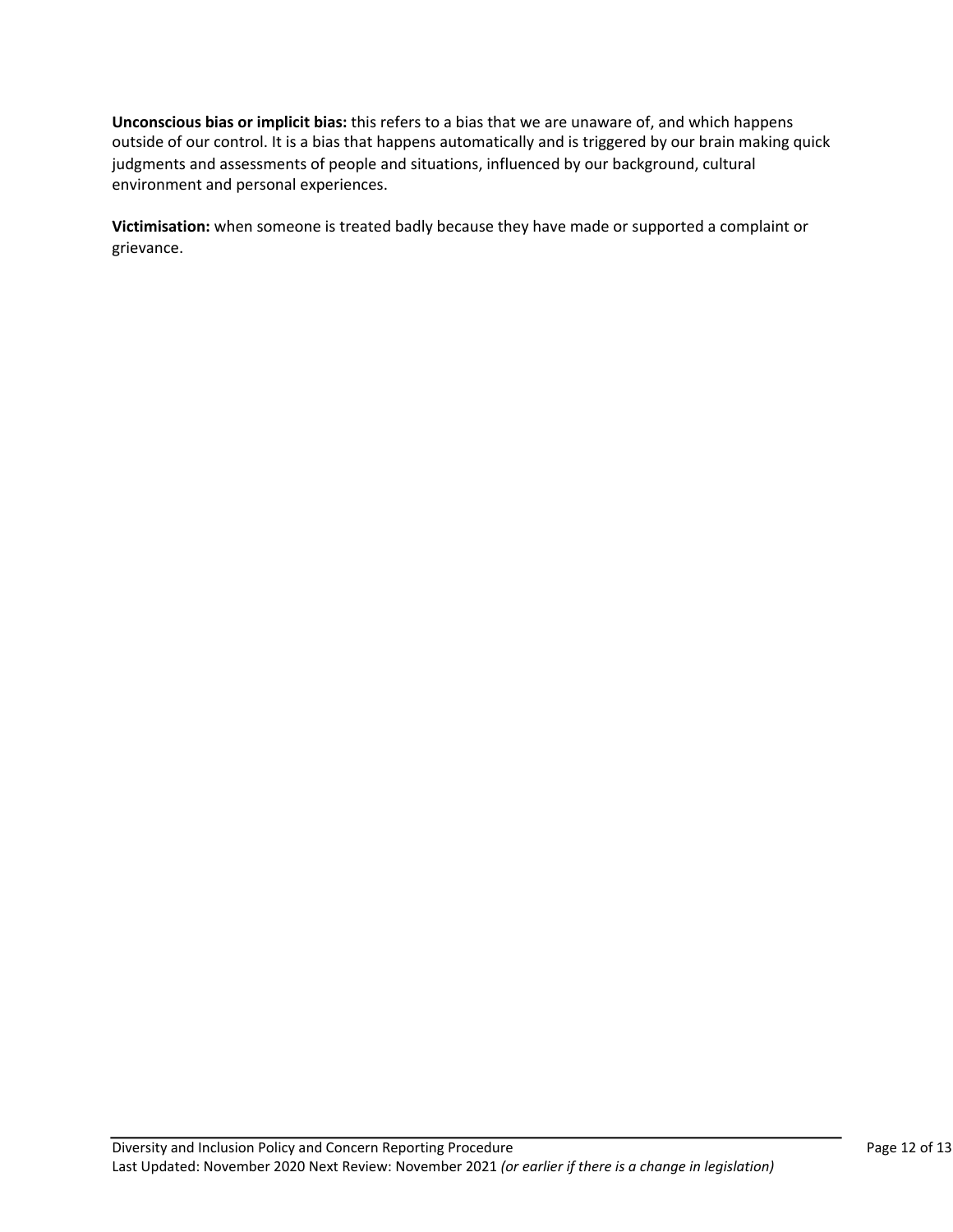**Unconscious bias or implicit bias:** this refers to a bias that we are unaware of, and which happens outside of our control. It is a bias that happens automatically and is triggered by our brain making quick judgments and assessments of people and situations, influenced by our background, cultural environment and personal experiences.

**Victimisation:** when someone is treated badly because they have made or supported a complaint or grievance.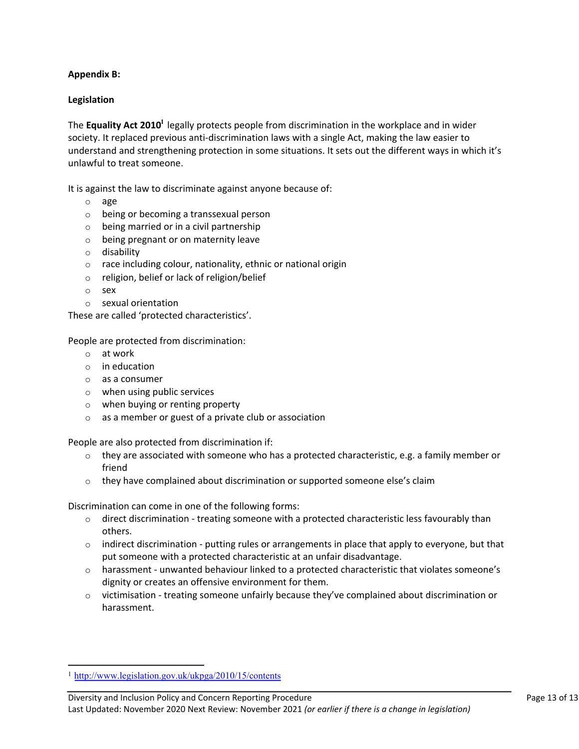**Appendix B:**

**Legislation**

The **Equality Act 2010**[1] legally protects people from discrimination in the workplace and in wider society. It replaced previous anti-discrimination laws with a single Act, making the law easier to understand and strengthening protection in some situations. It sets out the different ways in which it's unlawful to treat someone.

It is against the law to discriminate against anyone because of:

- age
- being or becoming a transsexual person
- being married or in a civil partnership
- being pregnant or on maternity leave
- disability
- race including colour, nationality, ethnic or national origin
- religion, belief or lack of religion/belief
- sex
- sexual orientation

These are called 'protected characteristics'.

People are protected from discrimination:

- at work
- in education
- as a consumer
- when using public services
- when buying or renting property
- as a member or guest of a private club or association

People are also protected from discrimination if:

- they are associated with someone who has a protected characteristic, e.g. a family member or friend
- they have complained about discrimination or supported someone else's claim

Discrimination can come in one of the following forms:

- direct discrimination - treating someone with a protected characteristic less favourably than others.
- indirect discrimination - putting rules or arrangements in place that apply to everyone, but that put someone with a protected characteristic at an unfair disadvantage.
- harassment - unwanted behaviour linked to a protected characteristic that violates someone's dignity or creates an offensive environment for them.
- victimisation - treating someone unfairly because they've complained about discrimination or harassment.

[1] http://www.legislation.gov.uk/ukpga/2010/15/contents